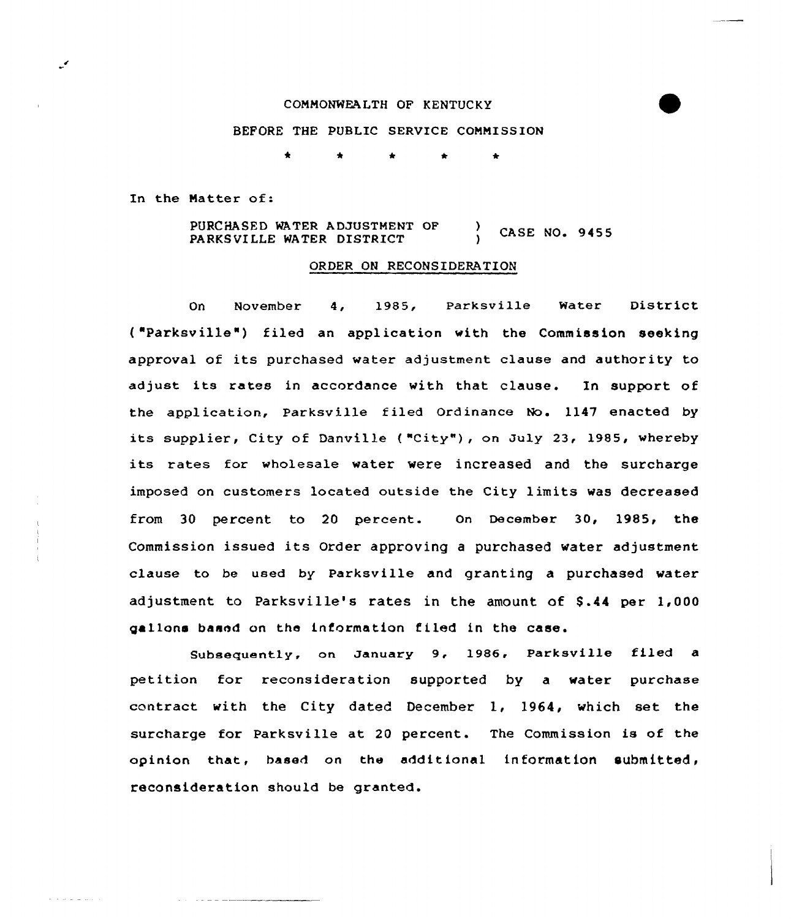COMMONWEALTH OF KENTUCKY

BEFORE THE PUBLIC SERVICE COMMISSION

\* \* \* \* \*

In the Matter of:

PURCHASED WATER ADJUSTMENT OF PARKSVILLE WATER DISTRICT ) CASE NO. 9455

## ORDER ON RECONSIDERATION

On November 4, 1985, Parksville Water District ("Parksville") filed an application with the Commission seeking approval of its purchased water adjustment clause and authority to adjust its rates in accordance with that clause. In support of the application, Parksville filed Ordinance No. 1147 enacted by its supplier, City of Danville ("City"), on July 23, 1985, whereby its rates for wholesale water were increased and the surcharge imposed on customers located outside the City limits was decreased from 30 percent to 20 percent. On December 30, 1985, the Commission issued its Order approving a purchased water adjustment clause to be used by Parksville and granting a purchased water adjustment to Parksville's rates in the amount of $.44 per 1,000 gallons based on the information filed in the case.

Subsequently, on January 9, 1986, Parksville filed a petition for reconsideration supported by a water purchase contract with the City dated December 1, 1964, which set the surcharge for Parksville at 20 percent. The Commission is of the opinion that, based on the additional information submitted, reconsideration should be granted.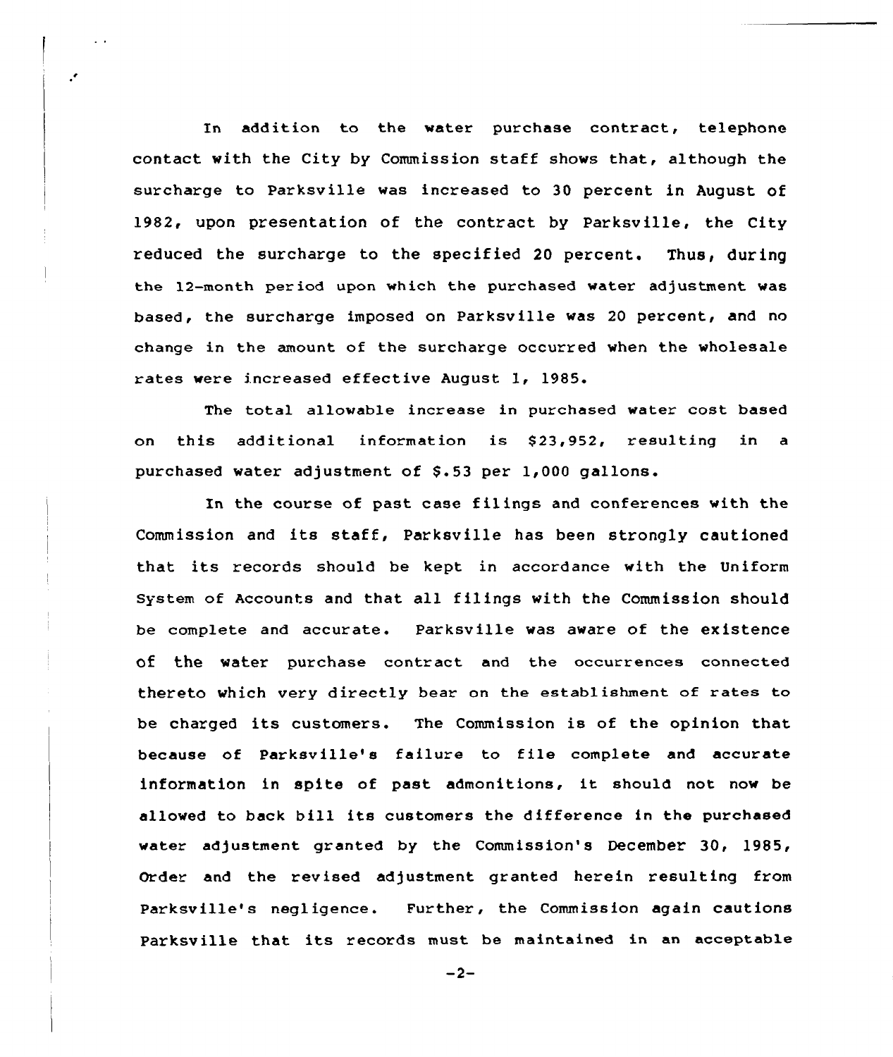In addition to the water purchase contract, telephone contact with the City by Commission staff shows that, although the surcharge to Parksville was increased to 30 percent in August of 1982, upon presentation of the contract by Parksville, the City reduced the surcharge to the specified 20 percent. Thus, during the 12-month period upon which the purchased water adjustment was based, the surcharge imposed on Parksville was 20 percent, and no change in the amount of the surcharge occurred when the wholesale rates were increased effective August 1, 1985.

The total allowable increase in purchased water cost based on this additional information is $23,952, resulting in a purchased water adjustment of $.53 per 1,000 gallons.

In the course of past case filings and conferences with the Commission and its staff, Parksville has been strongly cautioned that its records should be kept in accordance with the Uniform System of Accounts and that all filings with the Commission should be complete and accurate. Parksville was aware of the existence of the water purchase contract and the occurrences connected thereto which very directly bear on the establishment of rates to be charged its customers. The Commission is of the opinion that because of Parksville's failure to file complete and accurate information in spite of past admonitions, it should not now be allowed to back bill its customers the difference in the purchased water adjustment granted by the Commission's December 30, 1985, Order and the revised adjustment granted herein resulting from Parksville's negligence. Further, the Commission again cautions Parksville that its records must be maintained in an acceptable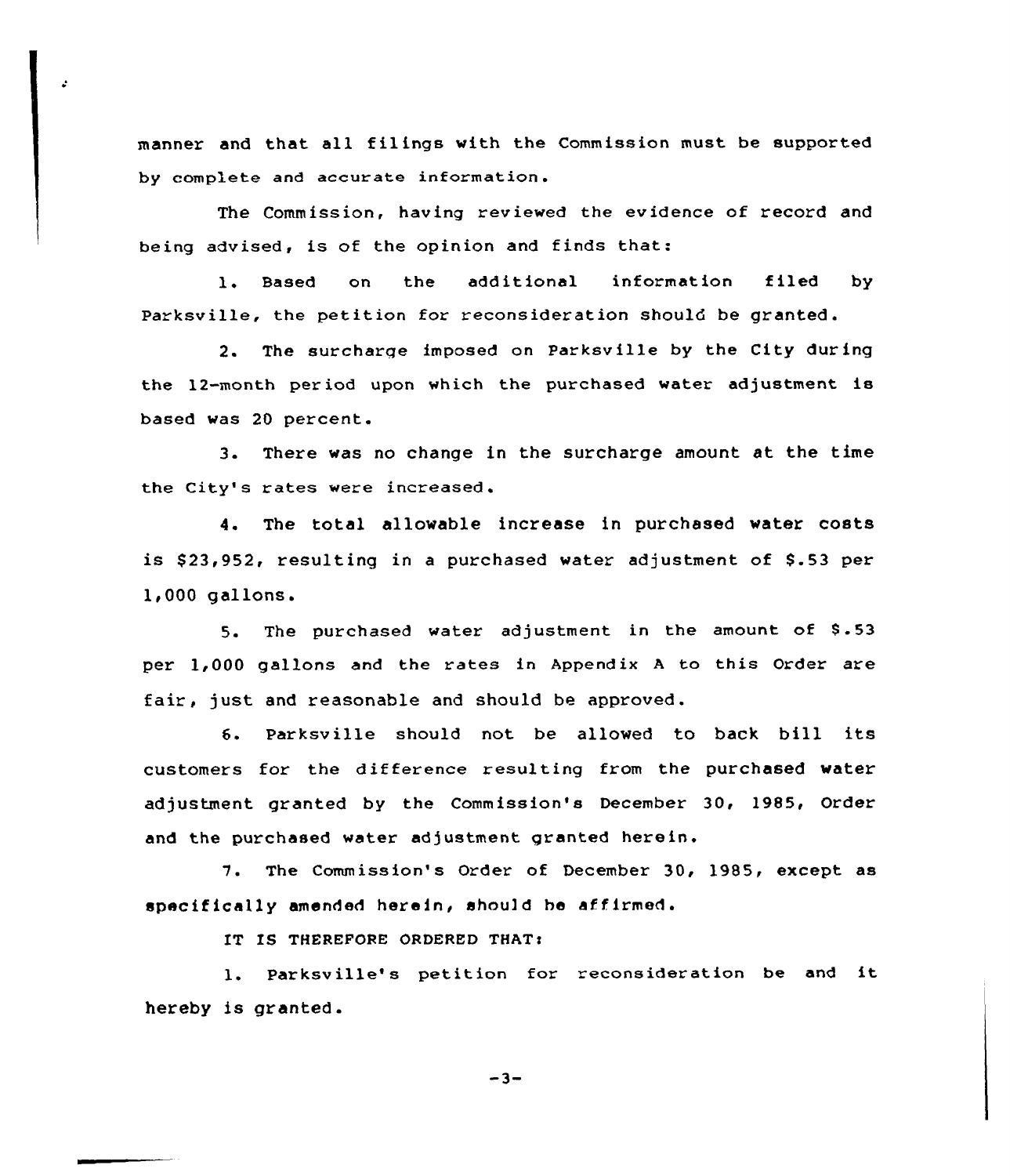manner and that all filings with the Commission must be supported by complete and accurate information.

The Commission, having reviewed the evidence of record and being advised, is of the opinion and finds that:

1. Based on the additional information filed by Parksville, the petition for reconsideration should be granted.

2. The surcharge imposed on Parksville by the City during the 12-month period upon which the purchased water adjustment is based was 20 percent.

3. There was no change in the surcharge amount at the time the City's rates were increased.

4. The total allowable increase in purchased water costs is $23,952, resulting in a purchased water adjustment of $.53 per 1,000 gallons.

5. The purchased water adjustment in the amount of $.53 per 1,000 gallons and the rates in Appendix A to this Order are fair, just and reasonable and should be approved.

6. Parksville should not be allowed to back bill its customers for the difference resulting from the purchased water adjustment granted by the Commission's December 30, 1985, Order and the purchased water adjustment granted herein.

7. The Commission's Order of December 30, 1985, except as specifically amended herein, should be affirmed.

IT IS THEREFORE ORDERED THAT:

1. Parksville's petition for reconsideration be and it hereby is granted.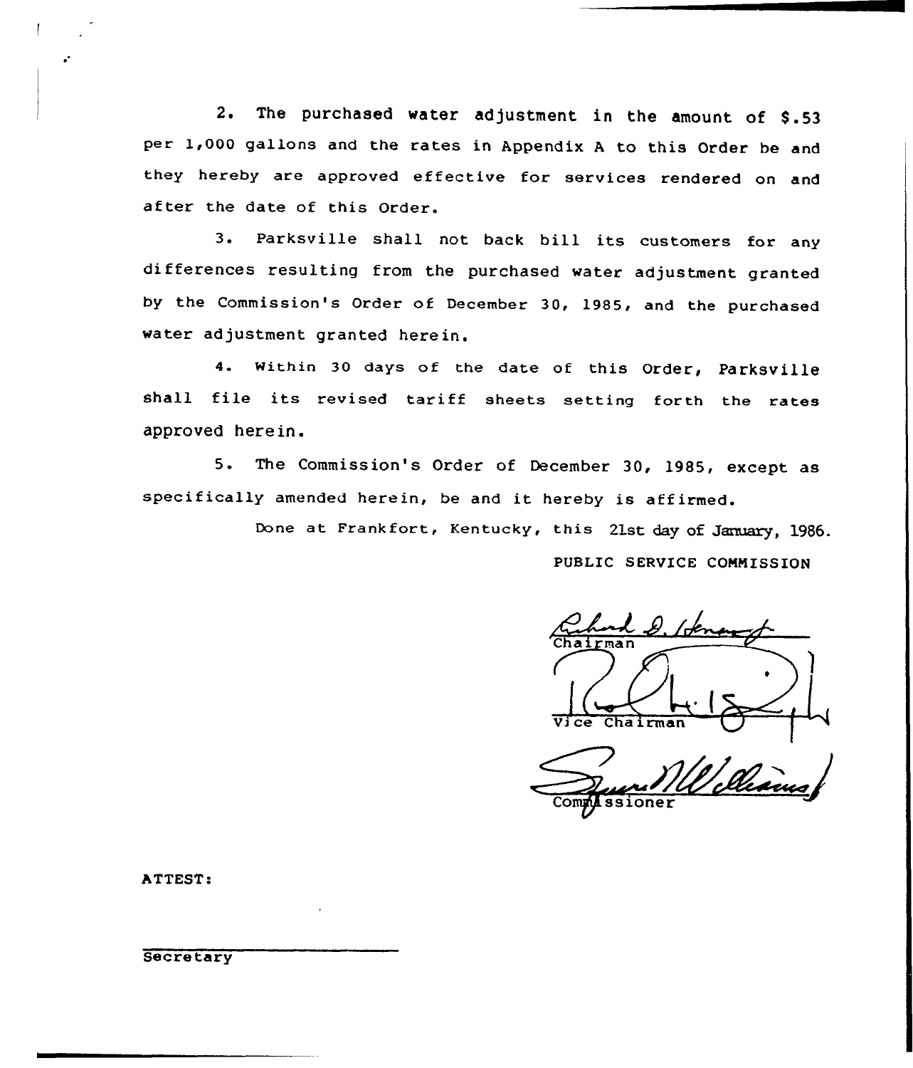2. The purchased water adjustment in the amount of $.53 per 1,000 gallons and the rates in Appendix A to this Order be and they hereby are approved effective for services rendered on and after the date of this Order.

3. Parksville shall not back bill its customers for any differences resulting from the purchased water adjustment granted by the Commission's Order of December 30, 1985, and the purchased water adjustment granted herein.

4. Within 30 days of the date of this Order, Parksville shall file its revised tariff sheets setting forth the rates approved herein.

5. The Commission's Order of December 30, 1985, except as specifically amended herein, be and it hereby is affirmed.

Done at Frankfort, Kentucky, this 21st day of January, 1986.

PUBLIC SERVICE COMMISSION

Chairman

Vice Chairman

Commissioner

ATTEST:

Secretary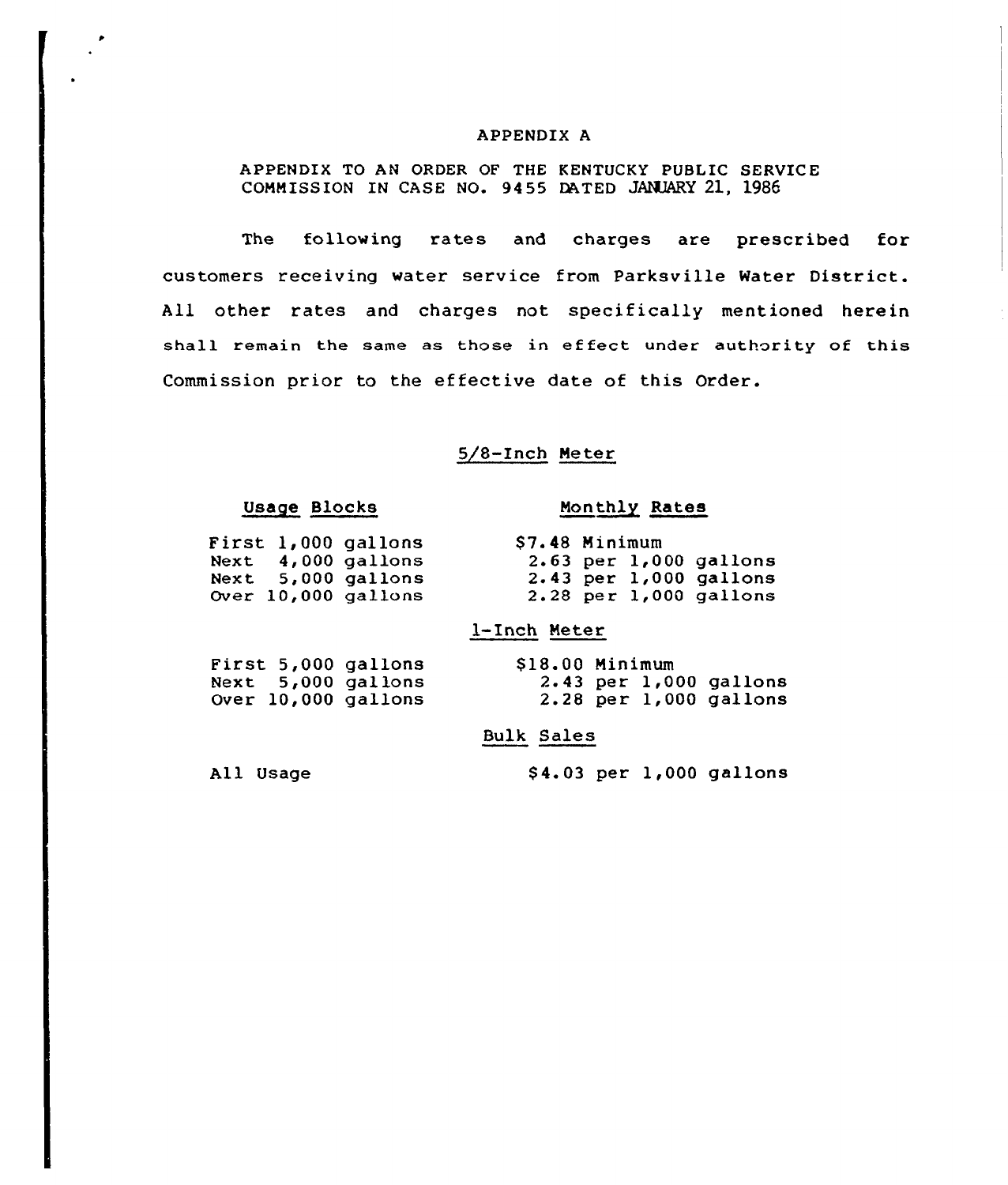# APPENDIX A

APPENDIX TO AN ORDER OF THE KENTUCKY PUBLIC SERVICE COMMISSION IN CASE NO. 9455 DATED JANUARY 21, 1986

The following rates and charges are prescribed for customers receiving water service from Parksville Water District. All other rates and charges not specifically mentioned herein shall remain the same as those in effect under authority of this Commission prior to the effective date of this Order.

## 5/8-Inch Meter

| Usage Blocks | Monthly Rates |
|---|---|
| First 1,000 gallons | $7.48 Minimum |
| Next 4,000 gallons | 2.63 per 1,000 gallons |
| Next 5,000 gallons | 2.43 per 1,000 gallons |
| Over 10,000 gallons | 2.28 per 1,000 gallons |

## 1-Inch Meter

| | |
|---|---|
| First 5,000 gallons | $18.00 Minimum |
| Next 5,000 gallons | 2.43 per 1,000 gallons |
| Over 10,000 gallons | 2.28 per 1,000 gallons |

## Bulk Sales

| | |
|---|---|
| All Usage | $4.03 per 1,000 gallons |